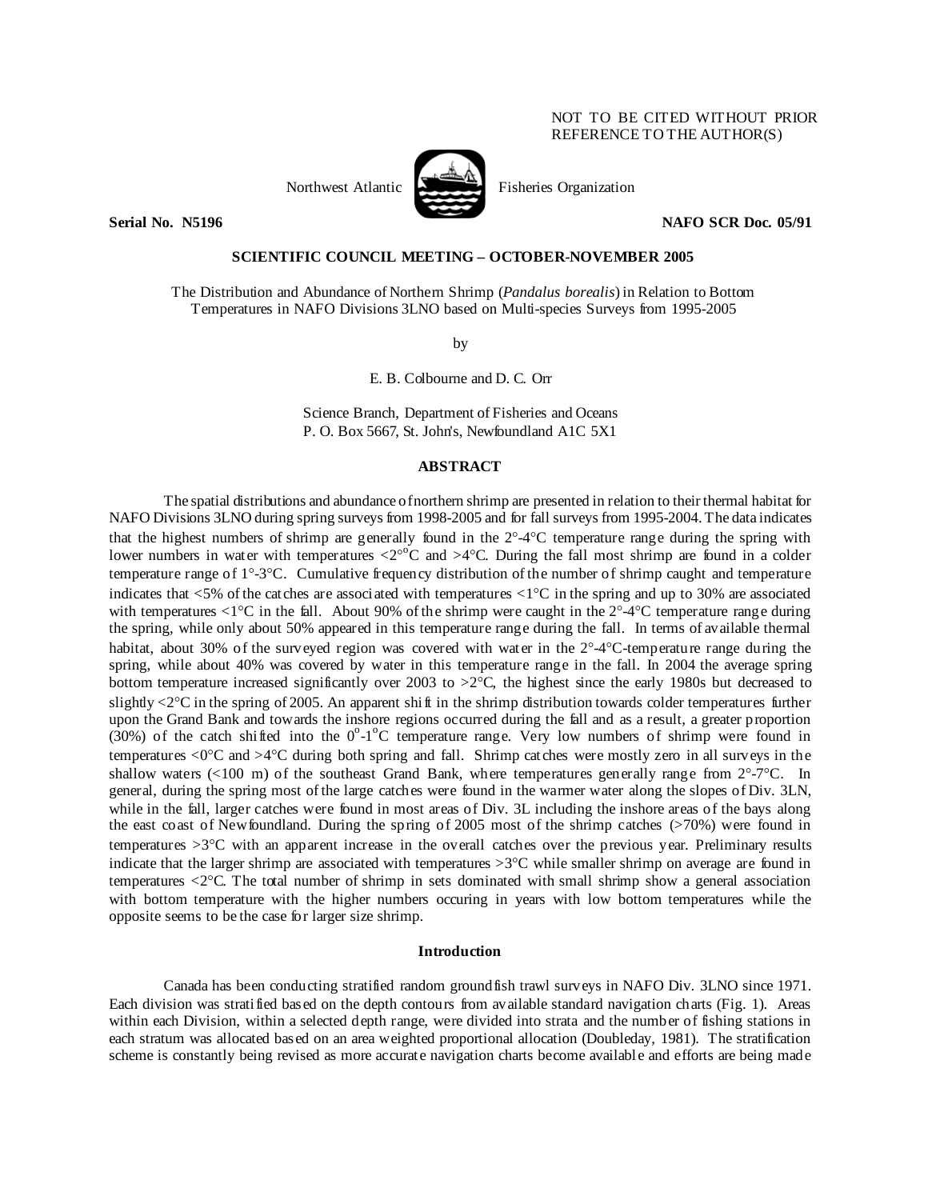NOT TO BE CITED WITHOUT PRIOR REFERENCE TO THE AUTHOR(S)

Northwest Atlantic Fisheries Organization

**Serial No. N5196** **NAFO SCR Doc. 05/91**

**SCIENTIFIC COUNCIL MEETING – OCTOBER-NOVEMBER 2005**

The Distribution and Abundance of Northern Shrimp (*Pandalus borealis*) in Relation to Bottom Temperatures in NAFO Divisions 3LNO based on Multi-species Surveys from 1995-2005

by

E. B. Colbourne and D. C. Orr

Science Branch, Department of Fisheries and Oceans
P. O. Box 5667, St. John's, Newfoundland A1C 5X1

## ABSTRACT

The spatial distributions and abundance of northern shrimp are presented in relation to their thermal habitat for NAFO Divisions 3LNO during spring surveys from 1998-2005 and for fall surveys from 1995-2004. The data indicates that the highest numbers of shrimp are generally found in the 2°-4°C temperature range during the spring with lower numbers in water with temperatures <2°°C and >4°C. During the fall most shrimp are found in a colder temperature range of 1°-3°C. Cumulative frequency distribution of the number of shrimp caught and temperature indicates that <5% of the catches are associated with temperatures <1°C in the spring and up to 30% are associated with temperatures <1°C in the fall. About 90% of the shrimp were caught in the 2°-4°C temperature range during the spring, while only about 50% appeared in this temperature range during the fall. In terms of available thermal habitat, about 30% of the surveyed region was covered with water in the 2°-4°C-temperature range during the spring, while about 40% was covered by water in this temperature range in the fall. In 2004 the average spring bottom temperature increased significantly over 2003 to >2°C, the highest since the early 1980s but decreased to slightly <2°C in the spring of 2005. An apparent shift in the shrimp distribution towards colder temperatures further upon the Grand Bank and towards the inshore regions occurred during the fall and as a result, a greater proportion (30%) of the catch shifted into the $0^{o}$-$1^{o}$C temperature range. Very low numbers of shrimp were found in temperatures <0°C and >4°C during both spring and fall. Shrimp catches were mostly zero in all surveys in the shallow waters (<100 m) of the southeast Grand Bank, where temperatures generally range from 2°-7°C. In general, during the spring most of the large catches were found in the warmer water along the slopes of Div. 3LN, while in the fall, larger catches were found in most areas of Div. 3L including the inshore areas of the bays along the east coast of Newfoundland. During the spring of 2005 most of the shrimp catches (>70%) were found in temperatures >3°C with an apparent increase in the overall catches over the previous year. Preliminary results indicate that the larger shrimp are associated with temperatures >3°C while smaller shrimp on average are found in temperatures <2°C. The total number of shrimp in sets dominated with small shrimp show a general association with bottom temperature with the higher numbers occuring in years with low bottom temperatures while the opposite seems to be the case for larger size shrimp.

## Introduction

Canada has been conducting stratified random groundfish trawl surveys in NAFO Div. 3LNO since 1971. Each division was stratified based on the depth contours from available standard navigation charts (Fig. 1). Areas within each Division, within a selected depth range, were divided into strata and the number of fishing stations in each stratum was allocated based on an area weighted proportional allocation (Doubleday, 1981). The stratification scheme is constantly being revised as more accurate navigation charts become available and efforts are being made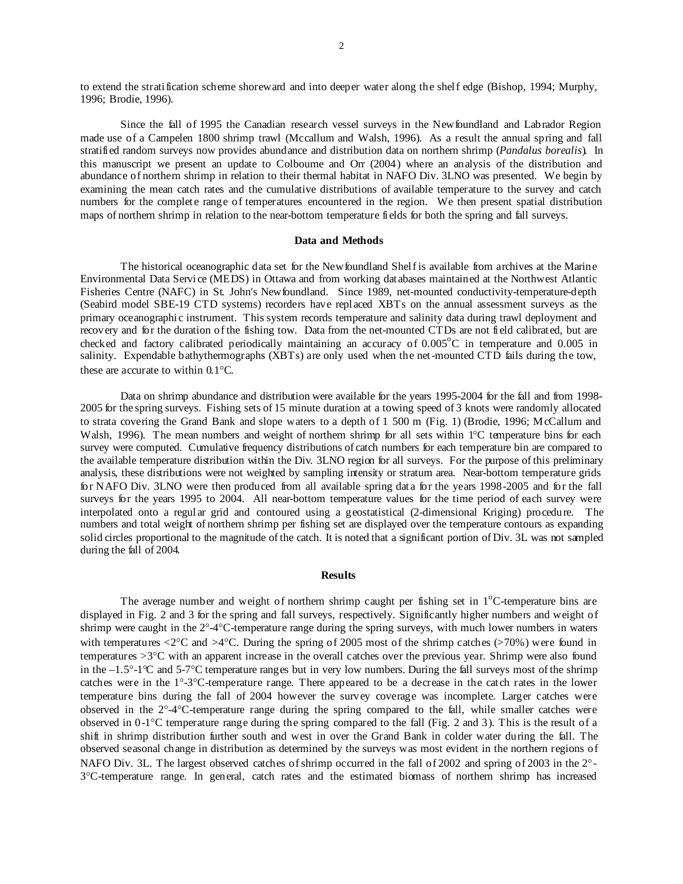to extend the stratification scheme shoreward and into deeper water along the shelf edge (Bishop, 1994; Murphy, 1996; Brodie, 1996).

Since the fall of 1995 the Canadian research vessel surveys in the Newfoundland and Labrador Region made use of a Campelen 1800 shrimp trawl (Mccallum and Walsh, 1996). As a result the annual spring and fall stratified random surveys now provides abundance and distribution data on northern shrimp (*Pandalus borealis*). In this manuscript we present an update to Colbourne and Orr (2004) where an analysis of the distribution and abundance of northern shrimp in relation to their thermal habitat in NAFO Div. 3LNO was presented. We begin by examining the mean catch rates and the cumulative distributions of available temperature to the survey and catch numbers for the complete range of temperatures encountered in the region. We then present spatial distribution maps of northern shrimp in relation to the near-bottom temperature fields for both the spring and fall surveys.

## Data and Methods

The historical oceanographic data set for the Newfoundland Shelf is available from archives at the Marine Environmental Data Service (MEDS) in Ottawa and from working databases maintained at the Northwest Atlantic Fisheries Centre (NAFC) in St. John's Newfoundland. Since 1989, net-mounted conductivity-temperature-depth (Seabird model SBE-19 CTD systems) recorders have replaced XBTs on the annual assessment surveys as the primary oceanographic instrument. This system records temperature and salinity data during trawl deployment and recovery and for the duration of the fishing tow. Data from the net-mounted CTDs are not field calibrated, but are checked and factory calibrated periodically maintaining an accuracy of 0.005$^{o}$C in temperature and 0.005 in salinity. Expendable bathythermographs (XBTs) are only used when the net-mounted CTD fails during the tow, these are accurate to within 0.1°C.

Data on shrimp abundance and distribution were available for the years 1995-2004 for the fall and from 1998-2005 for the spring surveys. Fishing sets of 15 minute duration at a towing speed of 3 knots were randomly allocated to strata covering the Grand Bank and slope waters to a depth of 1 500 m (Fig. 1) (Brodie, 1996; McCallum and Walsh, 1996). The mean numbers and weight of northern shrimp for all sets within 1°C temperature bins for each survey were computed. Cumulative frequency distributions of catch numbers for each temperature bin are compared to the available temperature distribution within the Div. 3LNO region for all surveys. For the purpose of this preliminary analysis, these distributions were not weighted by sampling intensity or stratum area. Near-bottom temperature grids for NAFO Div. 3LNO were then produced from all available spring data for the years 1998-2005 and for the fall surveys for the years 1995 to 2004. All near-bottom temperature values for the time period of each survey were interpolated onto a regular grid and contoured using a geostatistical (2-dimensional Kriging) procedure. The numbers and total weight of northern shrimp per fishing set are displayed over the temperature contours as expanding solid circles proportional to the magnitude of the catch. It is noted that a significant portion of Div. 3L was not sampled during the fall of 2004.

## Results

The average number and weight of northern shrimp caught per fishing set in 1$^{o}$C-temperature bins are displayed in Fig. 2 and 3 for the spring and fall surveys, respectively. Significantly higher numbers and weight of shrimp were caught in the 2°-4°C-temperature range during the spring surveys, with much lower numbers in waters with temperatures <2°C and >4°C. During the spring of 2005 most of the shrimp catches (>70%) were found in temperatures >3°C with an apparent increase in the overall catches over the previous year. Shrimp were also found in the –1.5°-1°C and 5-7°C temperature ranges but in very low numbers. During the fall surveys most of the shrimp catches were in the 1°-3°C-temperature range. There appeared to be a decrease in the catch rates in the lower temperature bins during the fall of 2004 however the survey coverage was incomplete. Larger catches were observed in the 2°-4°C-temperature range during the spring compared to the fall, while smaller catches were observed in 0-1°C temperature range during the spring compared to the fall (Fig. 2 and 3). This is the result of a shift in shrimp distribution further south and west in over the Grand Bank in colder water during the fall. The observed seasonal change in distribution as determined by the surveys was most evident in the northern regions of NAFO Div. 3L. The largest observed catches of shrimp occurred in the fall of 2002 and spring of 2003 in the 2°-3°C-temperature range. In general, catch rates and the estimated biomass of northern shrimp has increased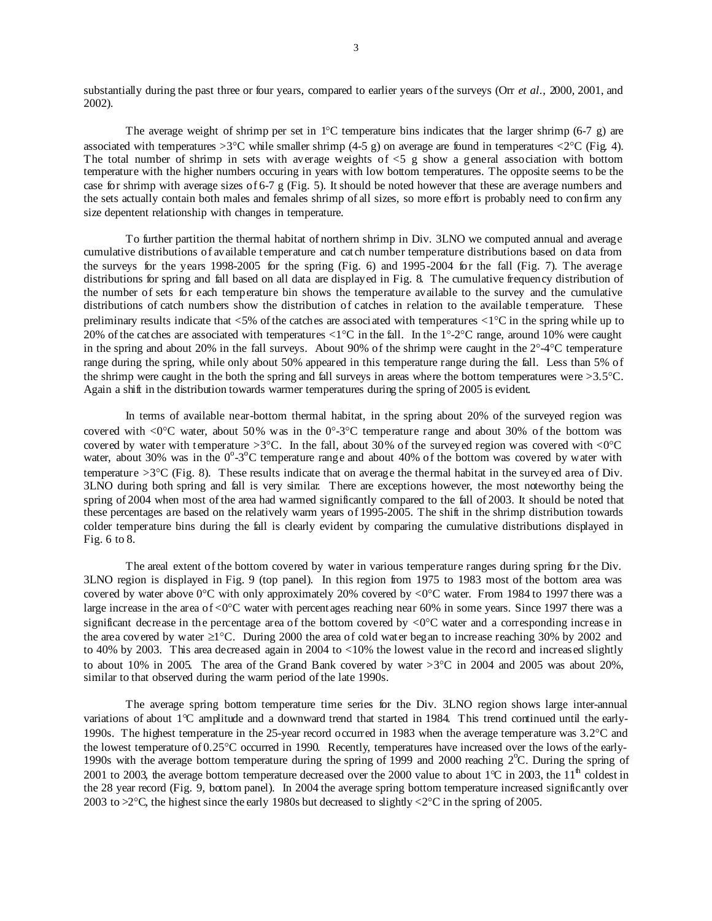substantially during the past three or four years, compared to earlier years of the surveys (Orr *et al*., 2000, 2001, and 2002).

The average weight of shrimp per set in 1°C temperature bins indicates that the larger shrimp (6-7 g) are associated with temperatures >3°C while smaller shrimp (4-5 g) on average are found in temperatures <2°C (Fig. 4). The total number of shrimp in sets with average weights of <5 g show a general association with bottom temperature with the higher numbers occuring in years with low bottom temperatures. The opposite seems to be the case for shrimp with average sizes of 6-7 g (Fig. 5). It should be noted however that these are average numbers and the sets actually contain both males and females shrimp of all sizes, so more effort is probably need to confirm any size depentent relationship with changes in temperature.

To further partition the thermal habitat of northern shrimp in Div. 3LNO we computed annual and average cumulative distributions of available temperature and catch number temperature distributions based on data from the surveys for the years 1998-2005 for the spring (Fig. 6) and 1995-2004 for the fall (Fig. 7). The average distributions for spring and fall based on all data are displayed in Fig. 8. The cumulative frequency distribution of the number of sets for each temperature bin shows the temperature available to the survey and the cumulative distributions of catch numbers show the distribution of catches in relation to the available temperature. These preliminary results indicate that <5% of the catches are associated with temperatures <1°C in the spring while up to 20% of the catches are associated with temperatures <1°C in the fall. In the 1°-2°C range, around 10% were caught in the spring and about 20% in the fall surveys. About 90% of the shrimp were caught in the 2°-4°C temperature range during the spring, while only about 50% appeared in this temperature range during the fall. Less than 5% of the shrimp were caught in the both the spring and fall surveys in areas where the bottom temperatures were >3.5°C. Again a shift in the distribution towards warmer temperatures during the spring of 2005 is evident.

In terms of available near-bottom thermal habitat, in the spring about 20% of the surveyed region was covered with <0°C water, about 50% was in the 0°-3°C temperature range and about 30% of the bottom was covered by water with temperature >3°C. In the fall, about 30% of the surveyed region was covered with <0°C water, about 30% was in the 0°-3°C temperature range and about 40% of the bottom was covered by water with temperature >3°C (Fig. 8). These results indicate that on average the thermal habitat in the surveyed area of Div. 3LNO during both spring and fall is very similar. There are exceptions however, the most noteworthy being the spring of 2004 when most of the area had warmed significantly compared to the fall of 2003. It should be noted that these percentages are based on the relatively warm years of 1995-2005. The shift in the shrimp distribution towards colder temperature bins during the fall is clearly evident by comparing the cumulative distributions displayed in Fig. 6 to 8.

The areal extent of the bottom covered by water in various temperature ranges during spring for the Div. 3LNO region is displayed in Fig. 9 (top panel). In this region from 1975 to 1983 most of the bottom area was covered by water above 0°C with only approximately 20% covered by <0°C water. From 1984 to 1997 there was a large increase in the area of <0°C water with percentages reaching near 60% in some years. Since 1997 there was a significant decrease in the percentage area of the bottom covered by <0°C water and a corresponding increase in the area covered by water ≥1°C. During 2000 the area of cold water began to increase reaching 30% by 2002 and to 40% by 2003. This area decreased again in 2004 to <10% the lowest value in the record and increased slightly to about 10% in 2005. The area of the Grand Bank covered by water >3°C in 2004 and 2005 was about 20%, similar to that observed during the warm period of the late 1990s.

The average spring bottom temperature time series for the Div. 3LNO region shows large inter-annual variations of about 1°C amplitude and a downward trend that started in 1984. This trend continued until the early-1990s. The highest temperature in the 25-year record occurred in 1983 when the average temperature was 3.2°C and the lowest temperature of 0.25°C occurred in 1990. Recently, temperatures have increased over the lows of the early-1990s with the average bottom temperature during the spring of 1999 and 2000 reaching 2°C. During the spring of 2001 to 2003, the average bottom temperature decreased over the 2000 value to about 1°C in 2003, the 11th coldest in the 28 year record (Fig. 9, bottom panel). In 2004 the average spring bottom temperature increased significantly over 2003 to >2°C, the highest since the early 1980s but decreased to slightly <2°C in the spring of 2005.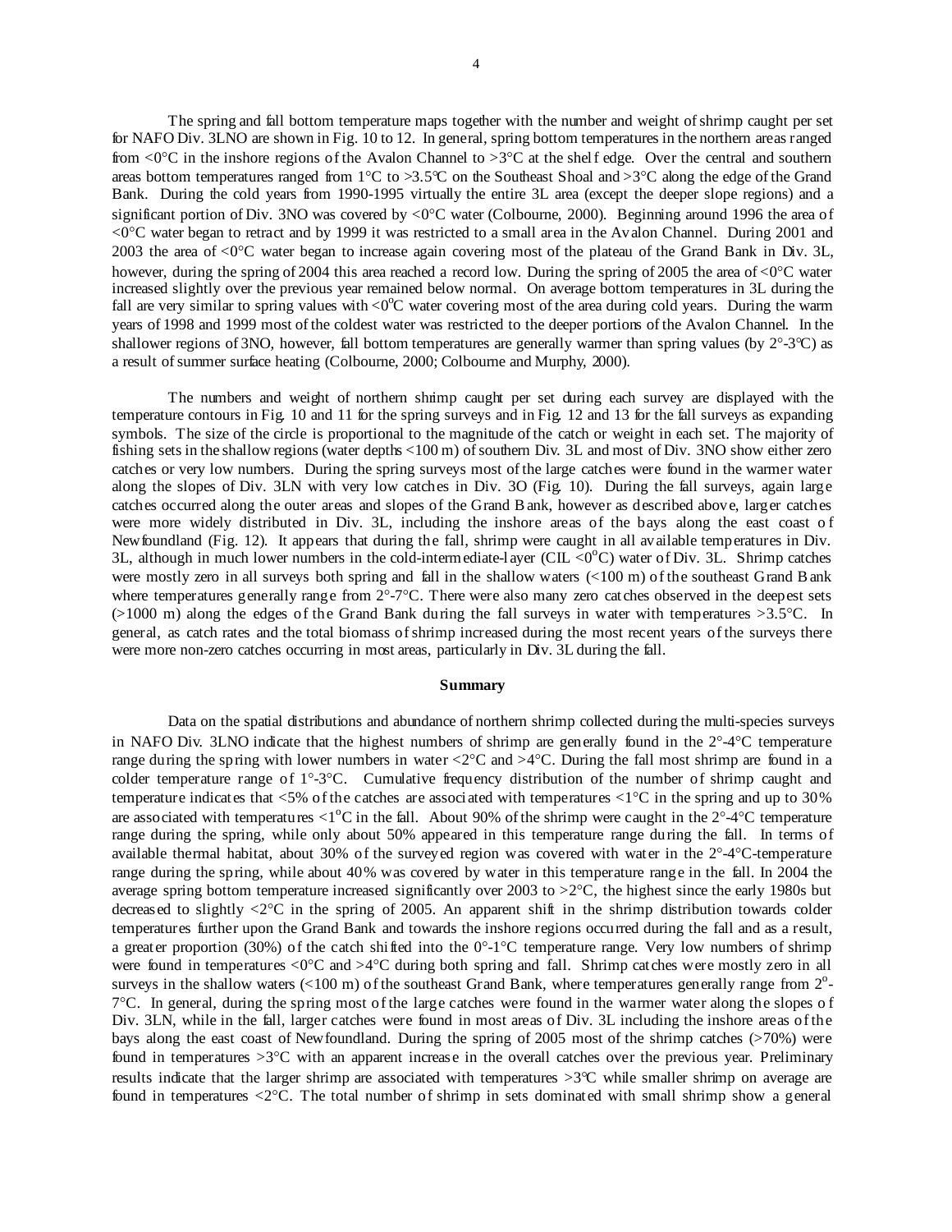The spring and fall bottom temperature maps together with the number and weight of shrimp caught per set for NAFO Div. 3LNO are shown in Fig. 10 to 12. In general, spring bottom temperatures in the northern areas ranged from <0°C in the inshore regions of the Avalon Channel to >3°C at the shelf edge. Over the central and southern areas bottom temperatures ranged from 1°C to >3.5°C on the Southeast Shoal and >3°C along the edge of the Grand Bank. During the cold years from 1990-1995 virtually the entire 3L area (except the deeper slope regions) and a significant portion of Div. 3NO was covered by <0°C water (Colbourne, 2000). Beginning around 1996 the area of <0°C water began to retract and by 1999 it was restricted to a small area in the Avalon Channel. During 2001 and 2003 the area of <0°C water began to increase again covering most of the plateau of the Grand Bank in Div. 3L, however, during the spring of 2004 this area reached a record low. During the spring of 2005 the area of <0°C water increased slightly over the previous year remained below normal. On average bottom temperatures in 3L during the fall are very similar to spring values with <0°C water covering most of the area during cold years. During the warm years of 1998 and 1999 most of the coldest water was restricted to the deeper portions of the Avalon Channel. In the shallower regions of 3NO, however, fall bottom temperatures are generally warmer than spring values (by 2°-3°C) as a result of summer surface heating (Colbourne, 2000; Colbourne and Murphy, 2000).

The numbers and weight of northern shrimp caught per set during each survey are displayed with the temperature contours in Fig. 10 and 11 for the spring surveys and in Fig. 12 and 13 for the fall surveys as expanding symbols. The size of the circle is proportional to the magnitude of the catch or weight in each set. The majority of fishing sets in the shallow regions (water depths <100 m) of southern Div. 3L and most of Div. 3NO show either zero catches or very low numbers. During the spring surveys most of the large catches were found in the warmer water along the slopes of Div. 3LN with very low catches in Div. 3O (Fig. 10). During the fall surveys, again large catches occurred along the outer areas and slopes of the Grand Bank, however as described above, larger catches were more widely distributed in Div. 3L, including the inshore areas of the bays along the east coast of Newfoundland (Fig. 12). It appears that during the fall, shrimp were caught in all available temperatures in Div. 3L, although in much lower numbers in the cold-intermediate-layer (CIL <0°C) water of Div. 3L. Shrimp catches were mostly zero in all surveys both spring and fall in the shallow waters (<100 m) of the southeast Grand Bank where temperatures generally range from 2°-7°C. There were also many zero catches observed in the deepest sets (>1000 m) along the edges of the Grand Bank during the fall surveys in water with temperatures >3.5°C. In general, as catch rates and the total biomass of shrimp increased during the most recent years of the surveys there were more non-zero catches occurring in most areas, particularly in Div. 3L during the fall.

## Summary

Data on the spatial distributions and abundance of northern shrimp collected during the multi-species surveys in NAFO Div. 3LNO indicate that the highest numbers of shrimp are generally found in the 2°-4°C temperature range during the spring with lower numbers in water <2°C and >4°C. During the fall most shrimp are found in a colder temperature range of 1°-3°C. Cumulative frequency distribution of the number of shrimp caught and temperature indicates that <5% of the catches are associated with temperatures <1°C in the spring and up to 30% are associated with temperatures <1°C in the fall. About 90% of the shrimp were caught in the 2°-4°C temperature range during the spring, while only about 50% appeared in this temperature range during the fall. In terms of available thermal habitat, about 30% of the surveyed region was covered with water in the 2°-4°C-temperature range during the spring, while about 40% was covered by water in this temperature range in the fall. In 2004 the average spring bottom temperature increased significantly over 2003 to >2°C, the highest since the early 1980s but decreased to slightly <2°C in the spring of 2005. An apparent shift in the shrimp distribution towards colder temperatures further upon the Grand Bank and towards the inshore regions occurred during the fall and as a result, a greater proportion (30%) of the catch shifted into the 0°-1°C temperature range. Very low numbers of shrimp were found in temperatures <0°C and >4°C during both spring and fall. Shrimp catches were mostly zero in all surveys in the shallow waters (<100 m) of the southeast Grand Bank, where temperatures generally range from 2°-7°C. In general, during the spring most of the large catches were found in the warmer water along the slopes of Div. 3LN, while in the fall, larger catches were found in most areas of Div. 3L including the inshore areas of the bays along the east coast of Newfoundland. During the spring of 2005 most of the shrimp catches (>70%) were found in temperatures >3°C with an apparent increase in the overall catches over the previous year. Preliminary results indicate that the larger shrimp are associated with temperatures >3°C while smaller shrimp on average are found in temperatures <2°C. The total number of shrimp in sets dominated with small shrimp show a general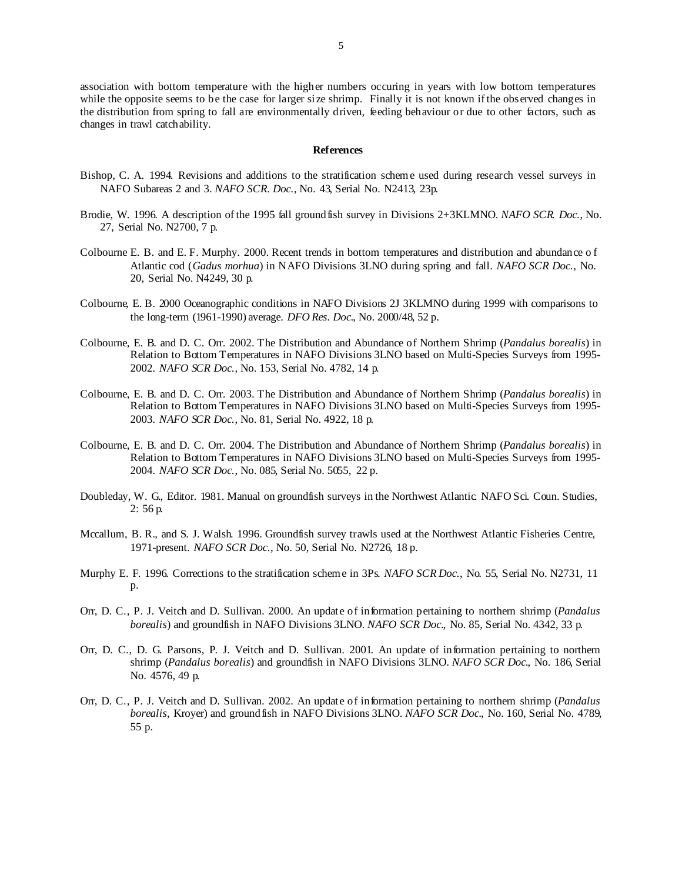association with bottom temperature with the higher numbers occuring in years with low bottom temperatures while the opposite seems to be the case for larger size shrimp. Finally it is not known if the observed changes in the distribution from spring to fall are environmentally driven, feeding behaviour or due to other factors, such as changes in trawl catchability.

## References

Bishop, C. A. 1994. Revisions and additions to the stratification scheme used during research vessel surveys in NAFO Subareas 2 and 3. *NAFO SCR. Doc.*, No. 43, Serial No. N2413, 23p.

Brodie, W. 1996. A description of the 1995 fall groundfish survey in Divisions 2+3KLMNO. *NAFO SCR. Doc.*, No. 27, Serial No. N2700, 7 p.

Colbourne E. B. and E. F. Murphy. 2000. Recent trends in bottom temperatures and distribution and abundance of Atlantic cod (*Gadus morhua*) in NAFO Divisions 3LNO during spring and fall. *NAFO SCR Doc.*, No. 20, Serial No. N4249, 30 p.

Colbourne, E. B. 2000 Oceanographic conditions in NAFO Divisions 2J 3KLMNO during 1999 with comparisons to the long-term (1961-1990) average. *DFO Res. Doc.*, No. 2000/48, 52 p.

Colbourne, E. B. and D. C. Orr. 2002. The Distribution and Abundance of Northern Shrimp (*Pandalus borealis*) in Relation to Bottom Temperatures in NAFO Divisions 3LNO based on Multi-Species Surveys from 1995-2002. *NAFO SCR Doc.*, No. 153, Serial No. 4782, 14 p.

Colbourne, E. B. and D. C. Orr. 2003. The Distribution and Abundance of Northern Shrimp (*Pandalus borealis*) in Relation to Bottom Temperatures in NAFO Divisions 3LNO based on Multi-Species Surveys from 1995-2003. *NAFO SCR Doc.*, No. 81, Serial No. 4922, 18 p.

Colbourne, E. B. and D. C. Orr. 2004. The Distribution and Abundance of Northern Shrimp (*Pandalus borealis*) in Relation to Bottom Temperatures in NAFO Divisions 3LNO based on Multi-Species Surveys from 1995-2004. *NAFO SCR Doc.*, No. 085, Serial No. 5055, 22 p.

Doubleday, W. G., Editor. 1981. Manual on groundfish surveys in the Northwest Atlantic. NAFO Sci. Coun. Studies, 2: 56 p.

Mccallum, B. R., and S. J. Walsh. 1996. Groundfish survey trawls used at the Northwest Atlantic Fisheries Centre, 1971-present. *NAFO SCR Doc.*, No. 50, Serial No. N2726, 18 p.

Murphy E. F. 1996. Corrections to the stratification scheme in 3Ps. *NAFO SCR Doc.*, No. 55, Serial No. N2731, 11 p.

Orr, D. C., P. J. Veitch and D. Sullivan. 2000. An update of information pertaining to northern shrimp (*Pandalus borealis*) and groundfish in NAFO Divisions 3LNO. *NAFO SCR Doc.*, No. 85, Serial No. 4342, 33 p.

Orr, D. C., D. G. Parsons, P. J. Veitch and D. Sullivan. 2001. An update of information pertaining to northern shrimp (*Pandalus borealis*) and groundfish in NAFO Divisions 3LNO. *NAFO SCR Doc.*, No. 186, Serial No. 4576, 49 p.

Orr, D. C., P. J. Veitch and D. Sullivan. 2002. An update of information pertaining to northern shrimp (*Pandalus borealis*, Kroyer) and groundfish in NAFO Divisions 3LNO. *NAFO SCR Doc.*, No. 160, Serial No. 4789, 55 p.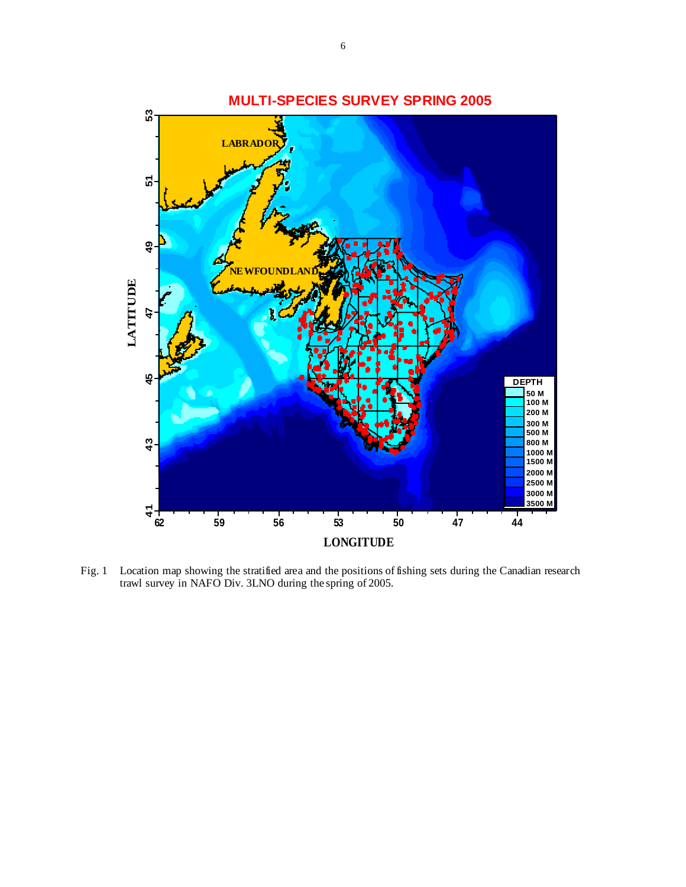Fig. 1 Location map showing the stratified area and the positions of fishing sets during the Canadian research trawl survey in NAFO Div. 3LNO during the spring of 2005.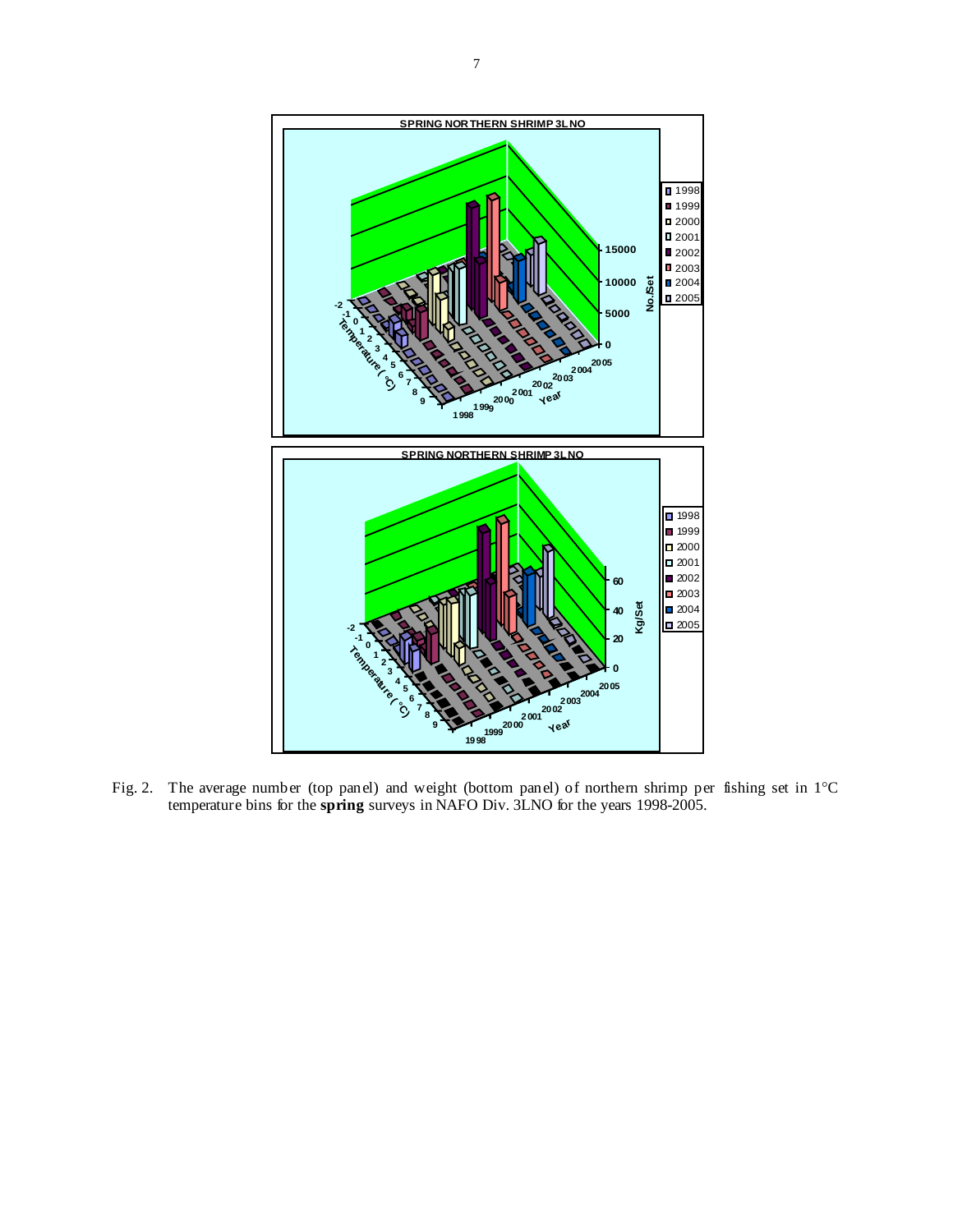Fig. 2. The average number (top panel) and weight (bottom panel) of northern shrimp per fishing set in 1°C temperature bins for the **spring** surveys in NAFO Div. 3LNO for the years 1998-2005.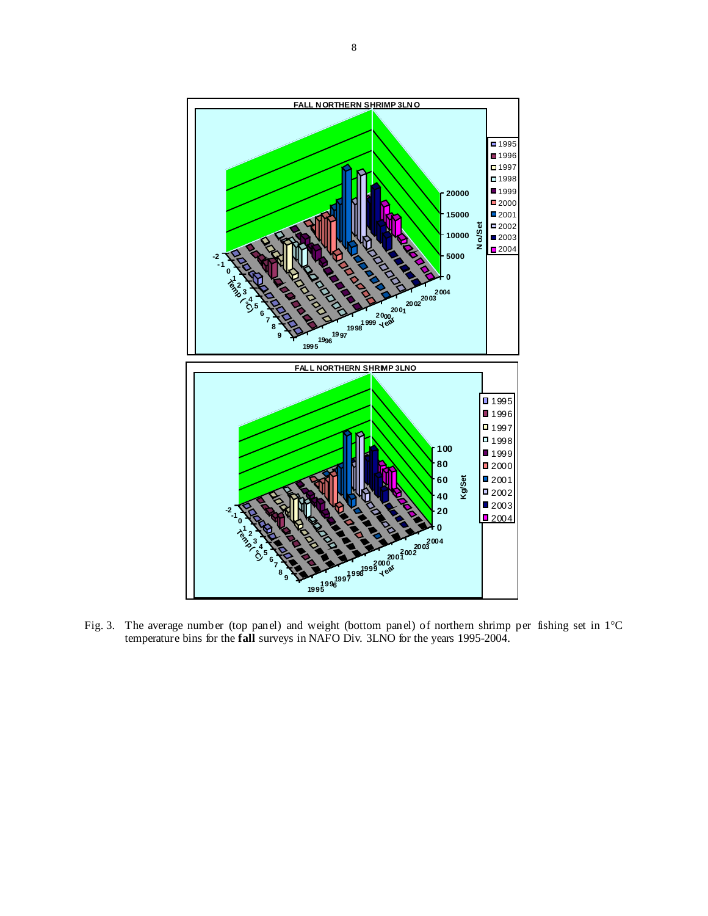Fig. 3. The average number (top panel) and weight (bottom panel) of northern shrimp per fishing set in 1°C temperature bins for the **fall** surveys in NAFO Div. 3LNO for the years 1995-2004.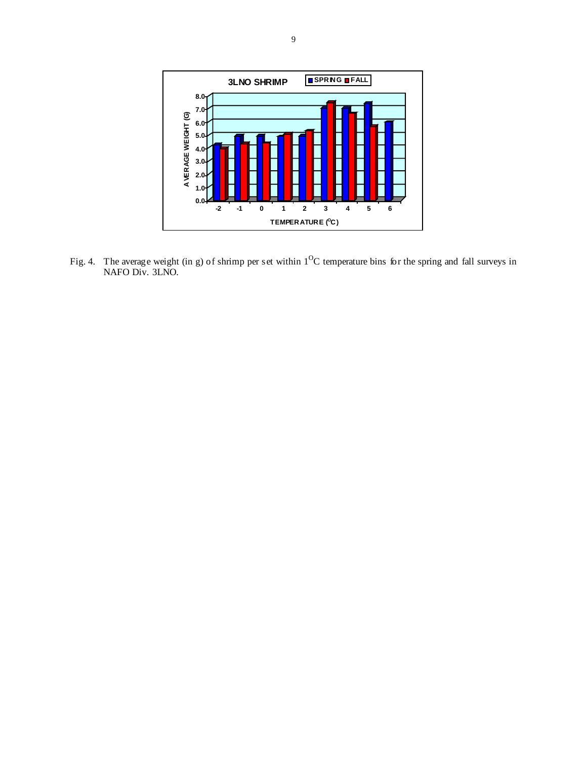Fig. 4. The average weight (in g) of shrimp per set within 1$^{O}$C temperature bins for the spring and fall surveys in NAFO Div. 3LNO.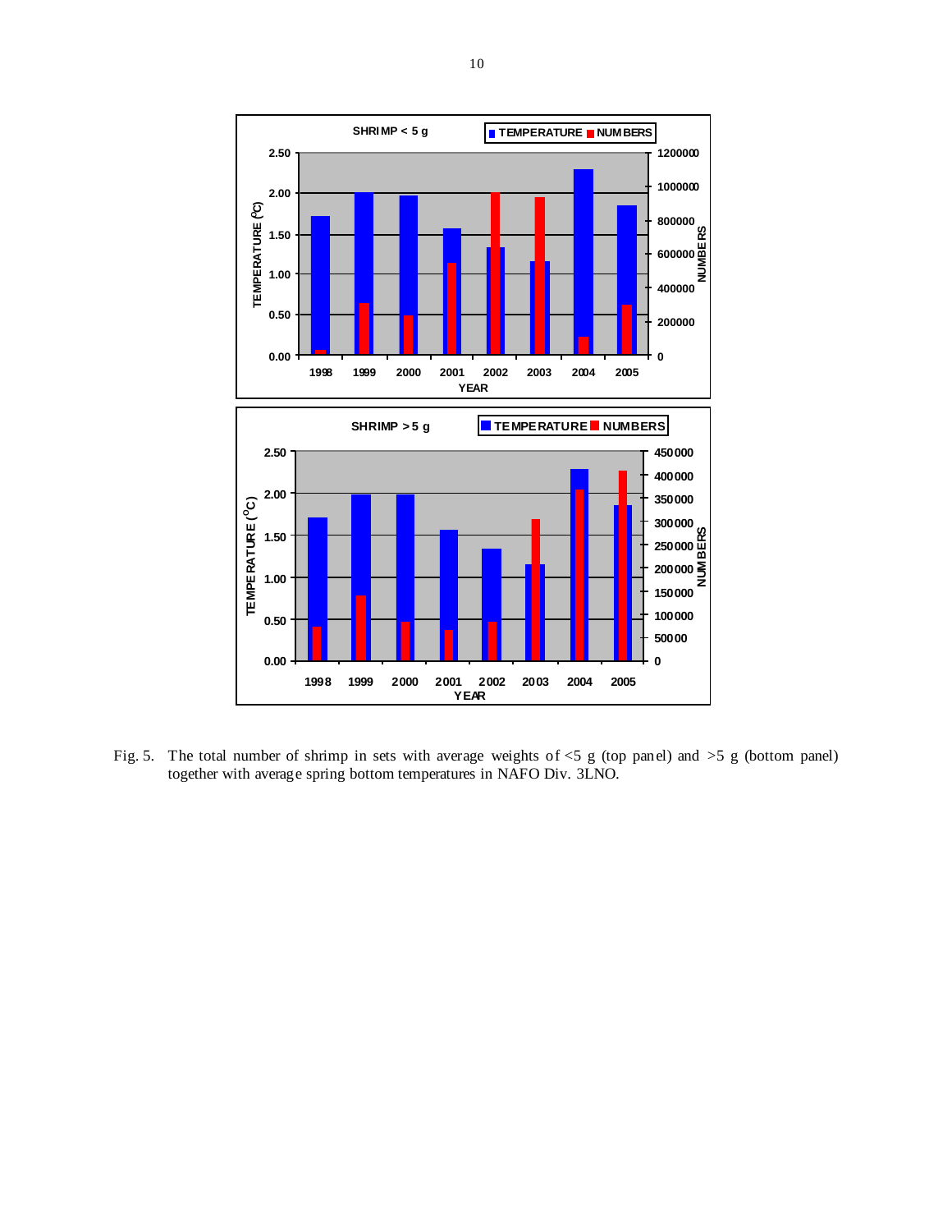Fig. 5. The total number of shrimp in sets with average weights of <5 g (top panel) and >5 g (bottom panel) together with average spring bottom temperatures in NAFO Div. 3LNO.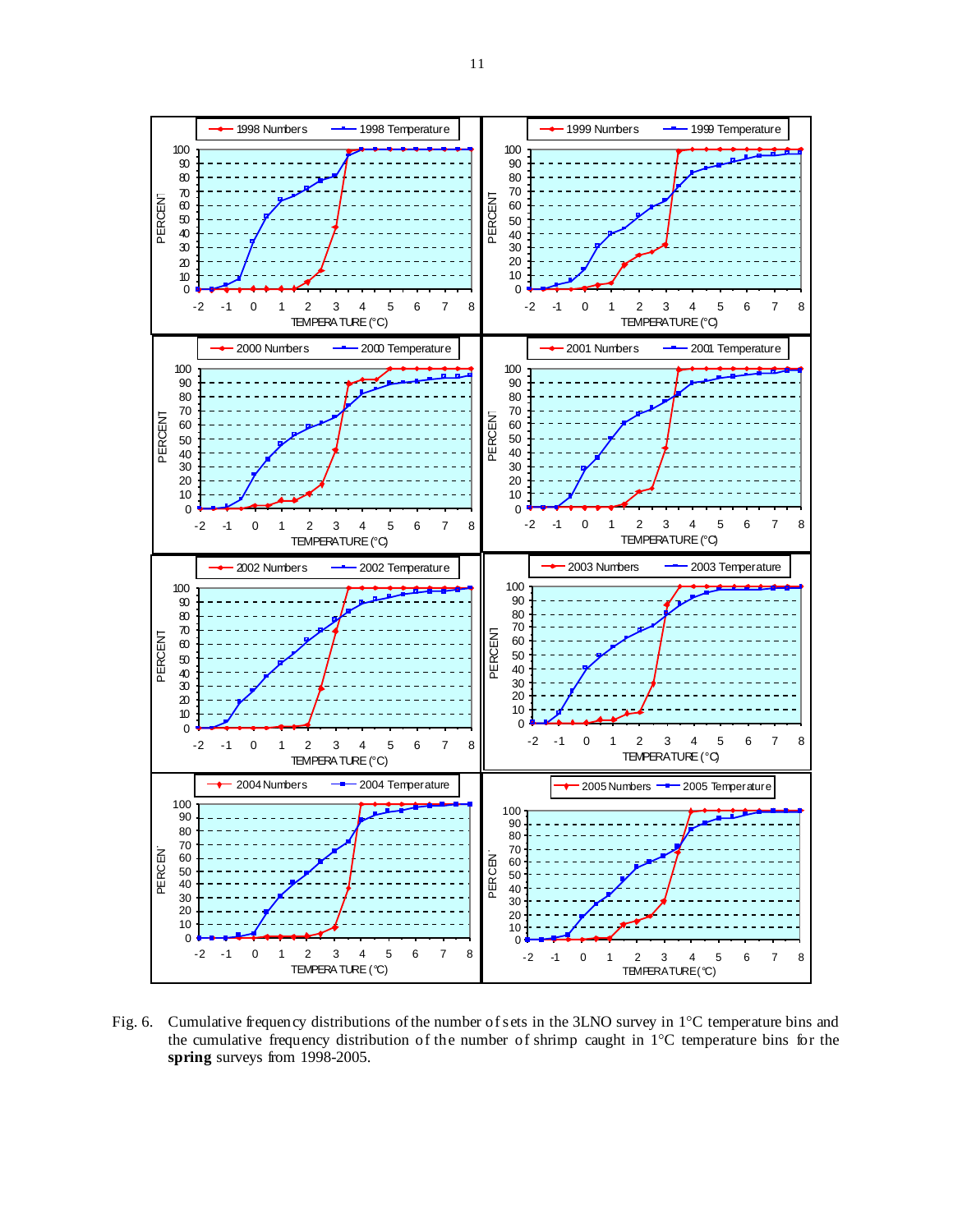Fig. 6. Cumulative frequency distributions of the number of sets in the 3LNO survey in 1°C temperature bins and the cumulative frequency distribution of the number of shrimp caught in 1°C temperature bins for the **spring** surveys from 1998-2005.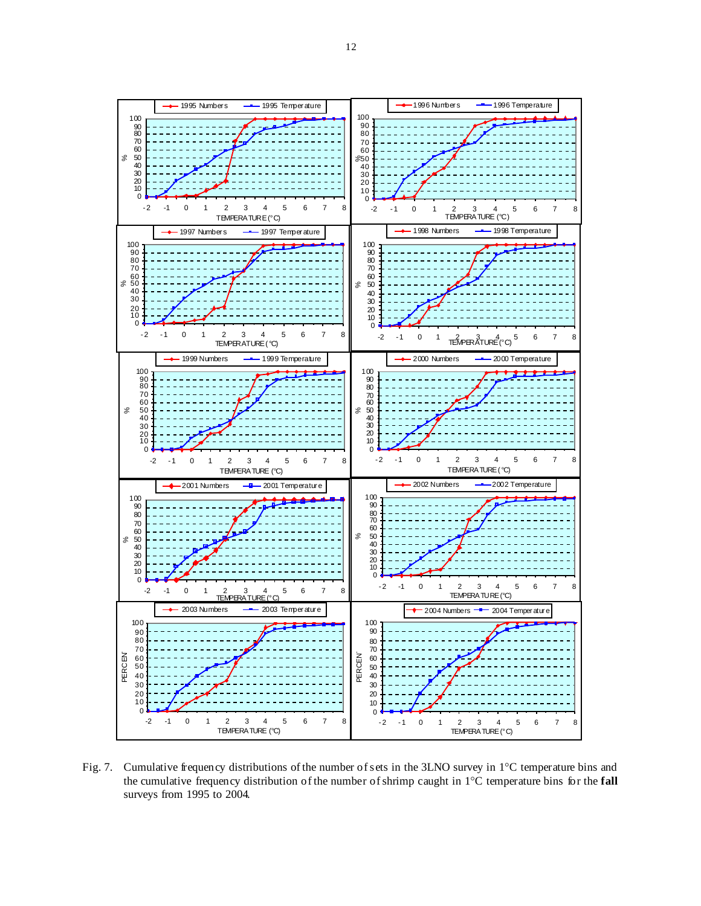Fig. 7. Cumulative frequency distributions of the number of sets in the 3LNO survey in 1°C temperature bins and the cumulative frequency distribution of the number of shrimp caught in 1°C temperature bins for the **fall** surveys from 1995 to 2004.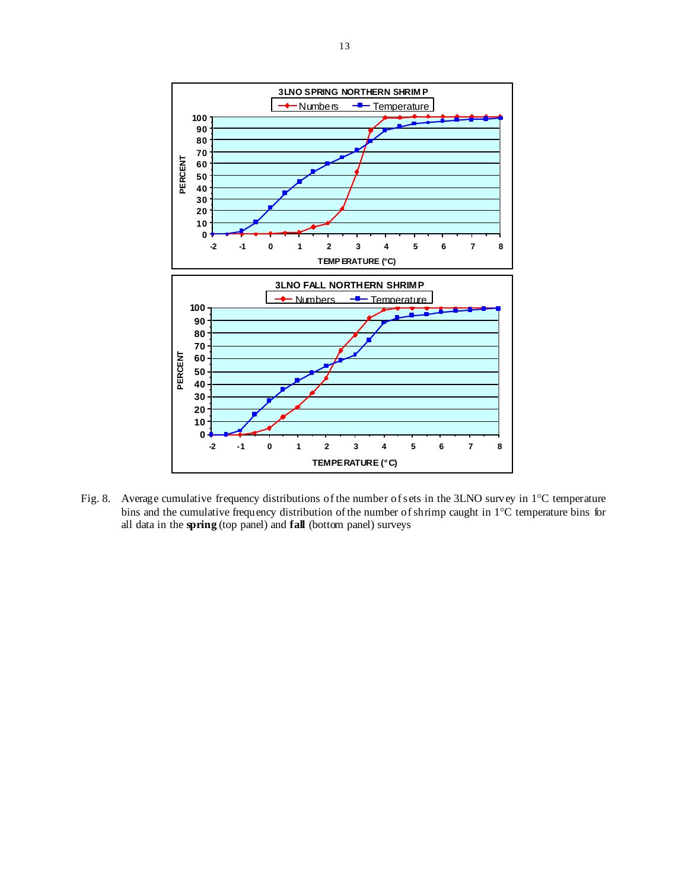Fig. 8. Average cumulative frequency distributions of the number of sets in the 3LNO survey in 1°C temperature bins and the cumulative frequency distribution of the number of shrimp caught in 1°C temperature bins for all data in the **spring** (top panel) and **fall** (bottom panel) surveys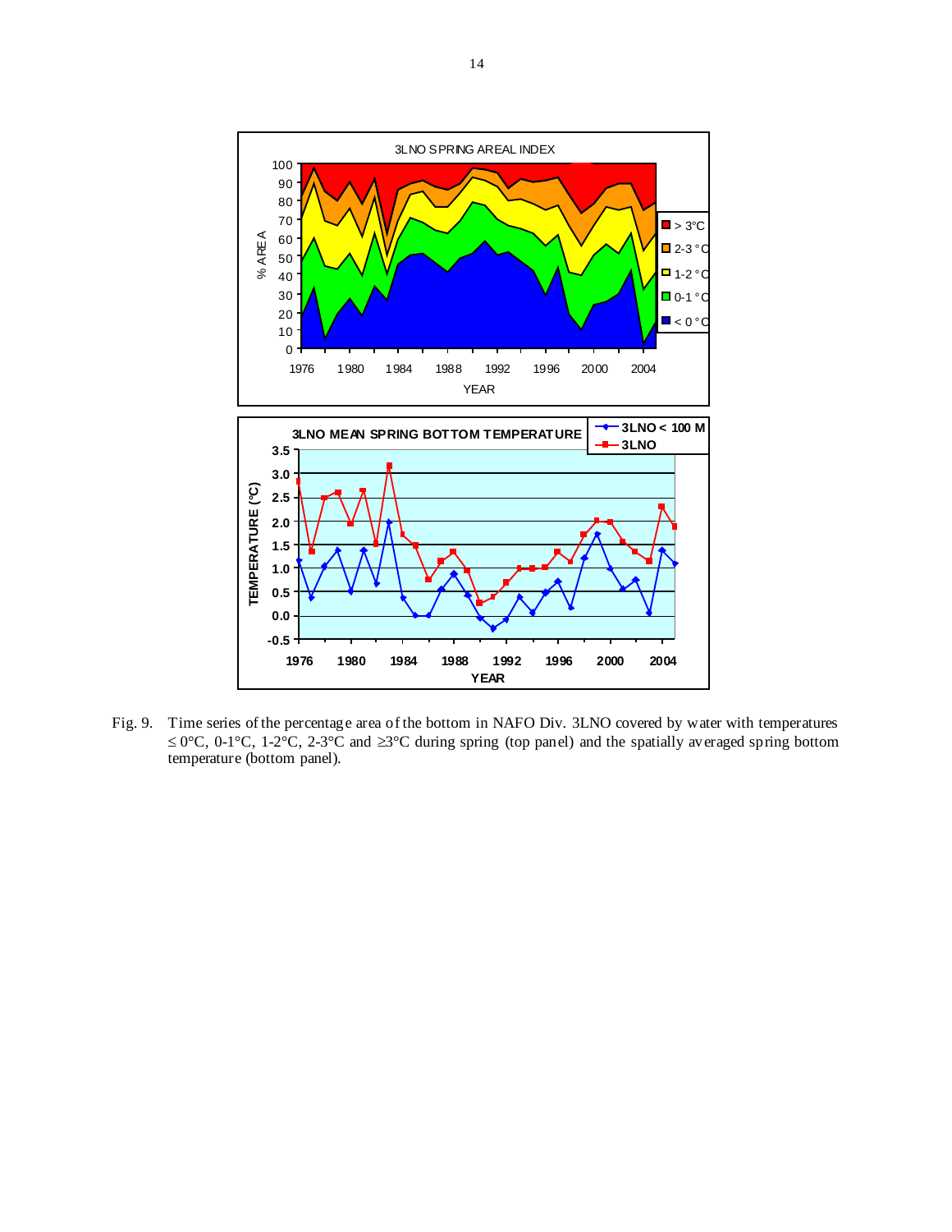Fig. 9. Time series of the percentage area of the bottom in NAFO Div. 3LNO covered by water with temperatures ≤ 0°C, 0-1°C, 1-2°C, 2-3°C and ≥3°C during spring (top panel) and the spatially averaged spring bottom temperature (bottom panel).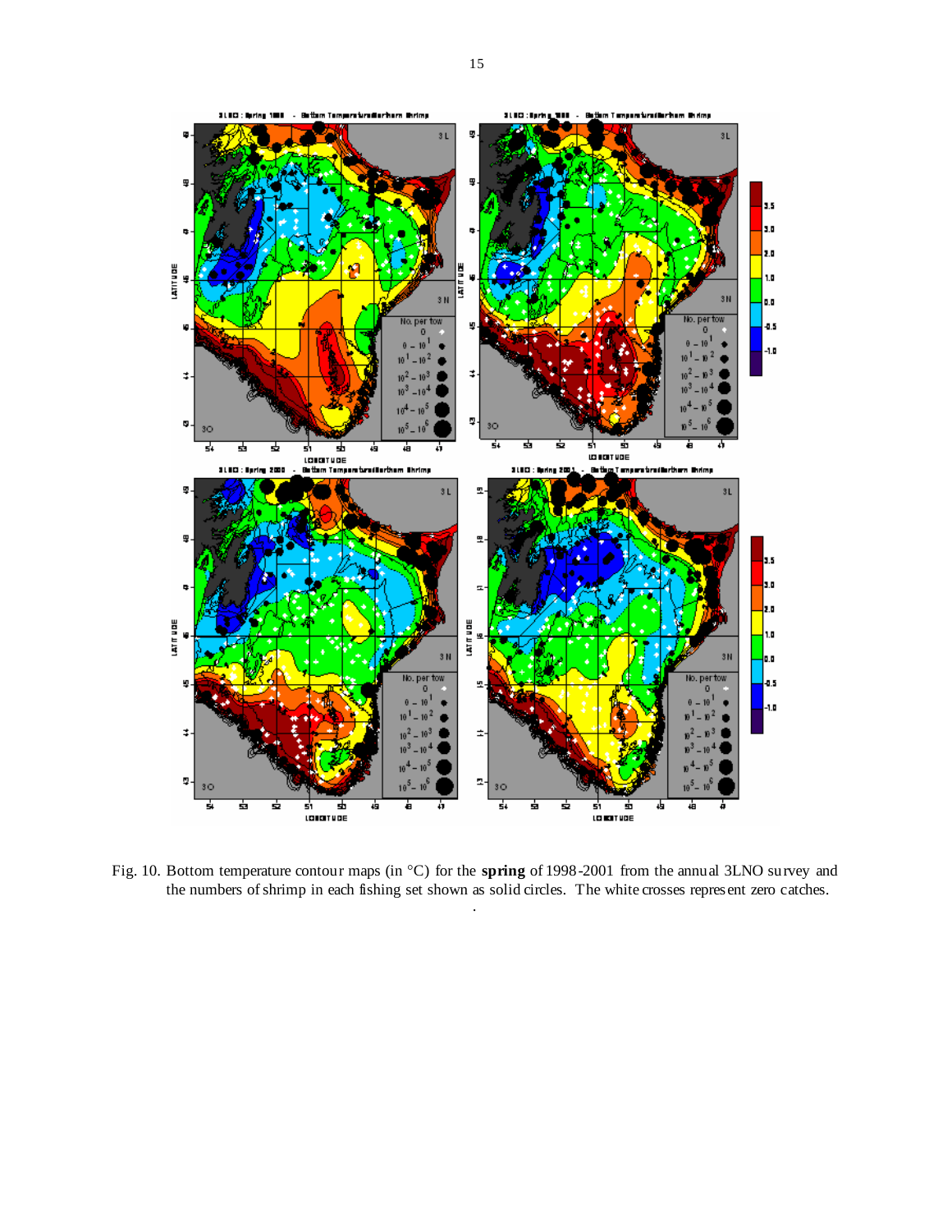Fig. 10. Bottom temperature contour maps (in °C) for the **spring** of 1998-2001 from the annual 3LNO survey and the numbers of shrimp in each fishing set shown as solid circles. The white crosses represent zero catches.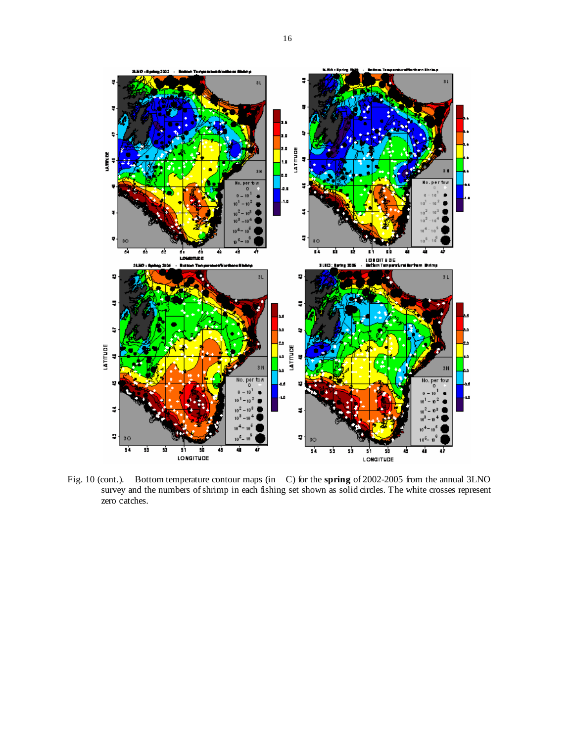Fig. 10 (cont.). Bottom temperature contour maps (in °C) for the **spring** of 2002-2005 from the annual 3LNO survey and the numbers of shrimp in each fishing set shown as solid circles. The white crosses represent zero catches.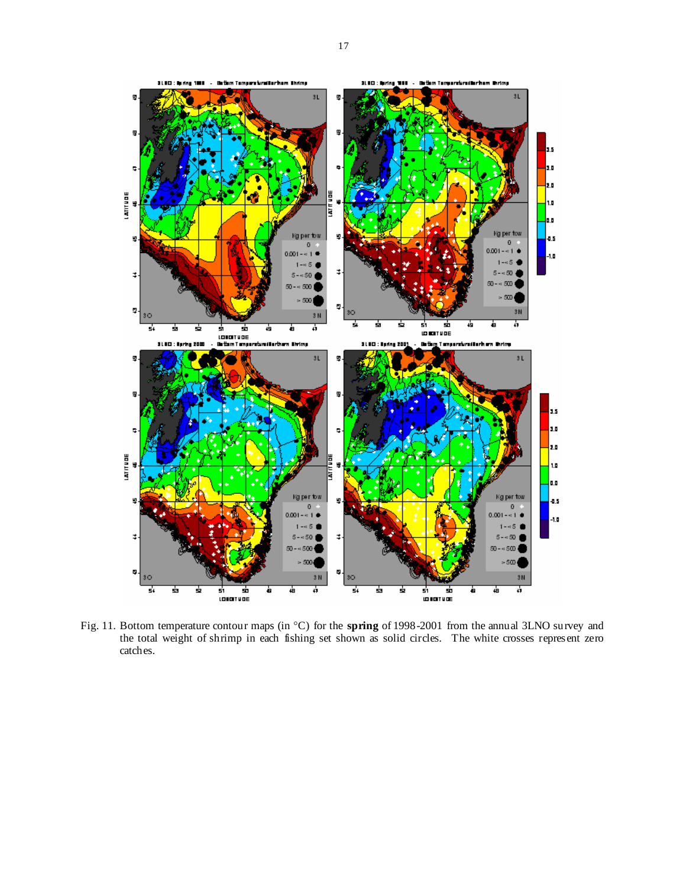Fig. 11. Bottom temperature contour maps (in °C) for the **spring** of 1998-2001 from the annual 3LNO survey and the total weight of shrimp in each fishing set shown as solid circles. The white crosses represent zero catches.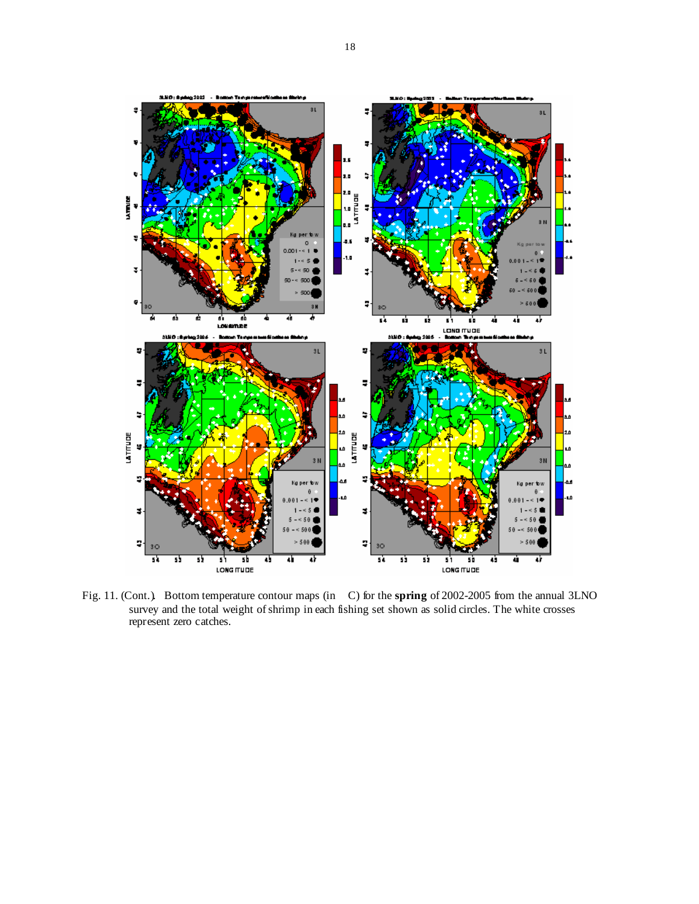Fig. 11. (Cont.). Bottom temperature contour maps (in °C) for the **spring** of 2002-2005 from the annual 3LNO survey and the total weight of shrimp in each fishing set shown as solid circles. The white crosses represent zero catches.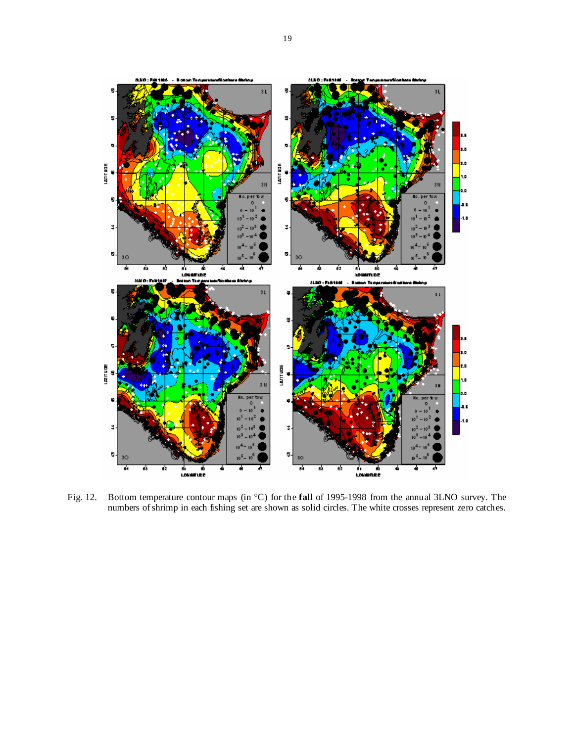Fig. 12. Bottom temperature contour maps (in °C) for the **fall** of 1995-1998 from the annual 3LNO survey. The numbers of shrimp in each fishing set are shown as solid circles. The white crosses represent zero catches.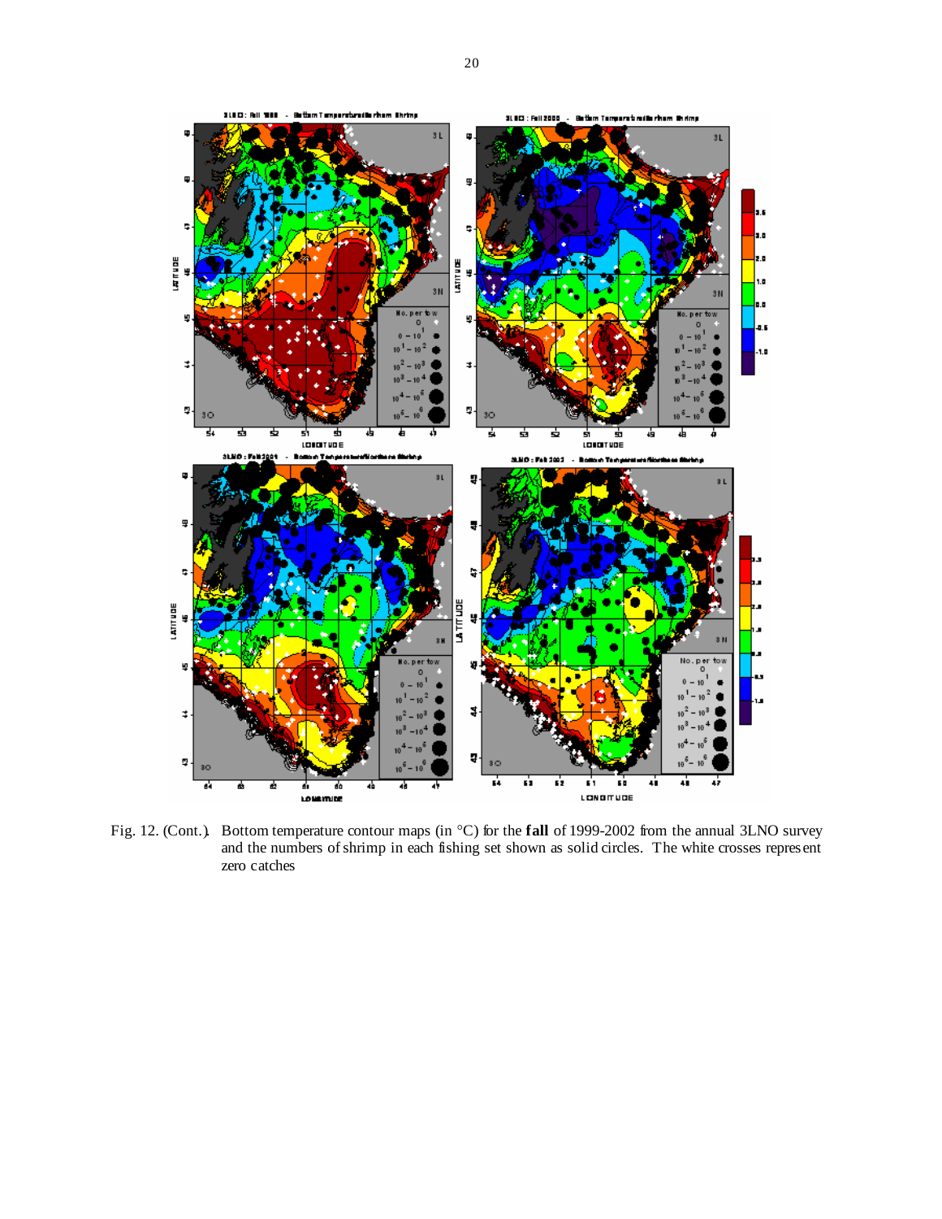Fig. 12. (Cont.). Bottom temperature contour maps (in °C) for the **fall** of 1999-2002 from the annual 3LNO survey and the numbers of shrimp in each fishing set shown as solid circles. The white crosses represent zero catches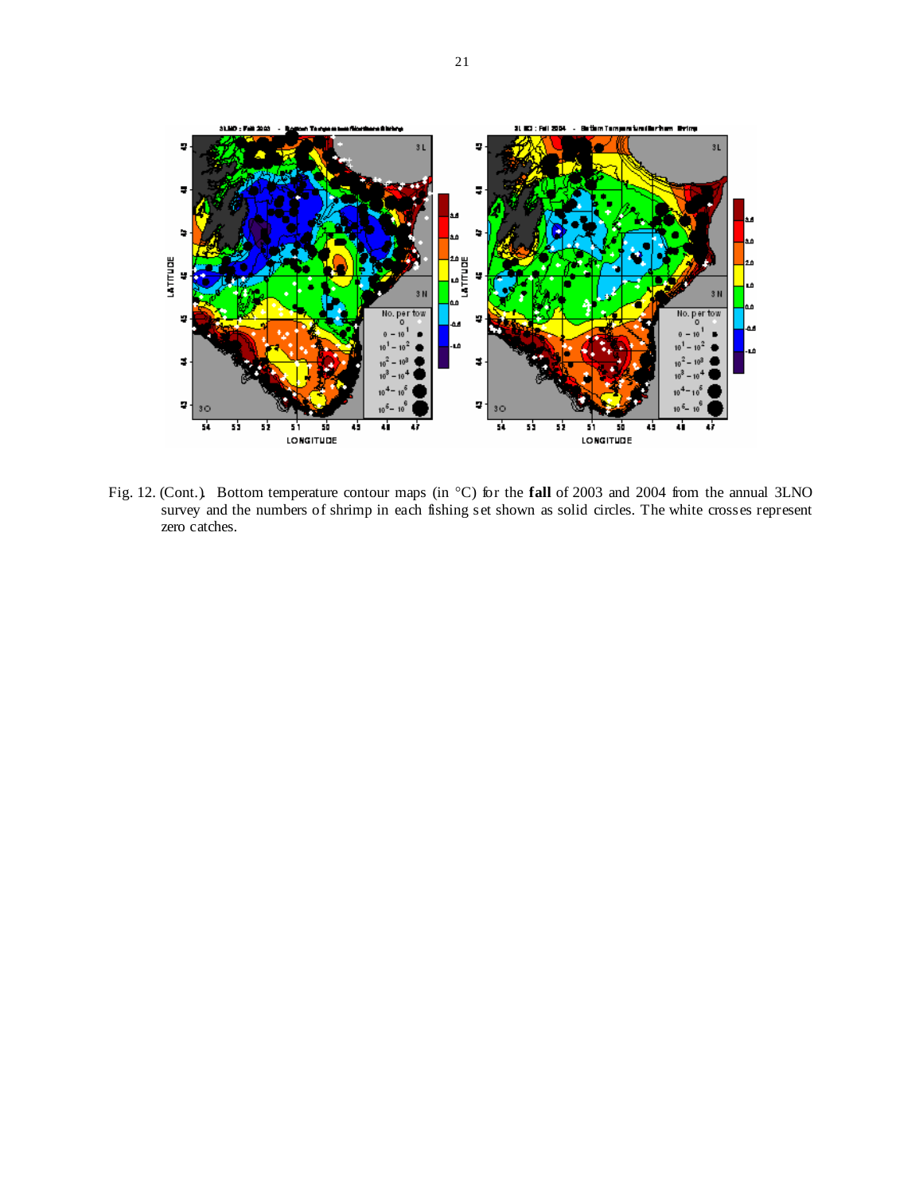Fig. 12. (Cont.). Bottom temperature contour maps (in °C) for the **fall** of 2003 and 2004 from the annual 3LNO survey and the numbers of shrimp in each fishing set shown as solid circles. The white crosses represent zero catches.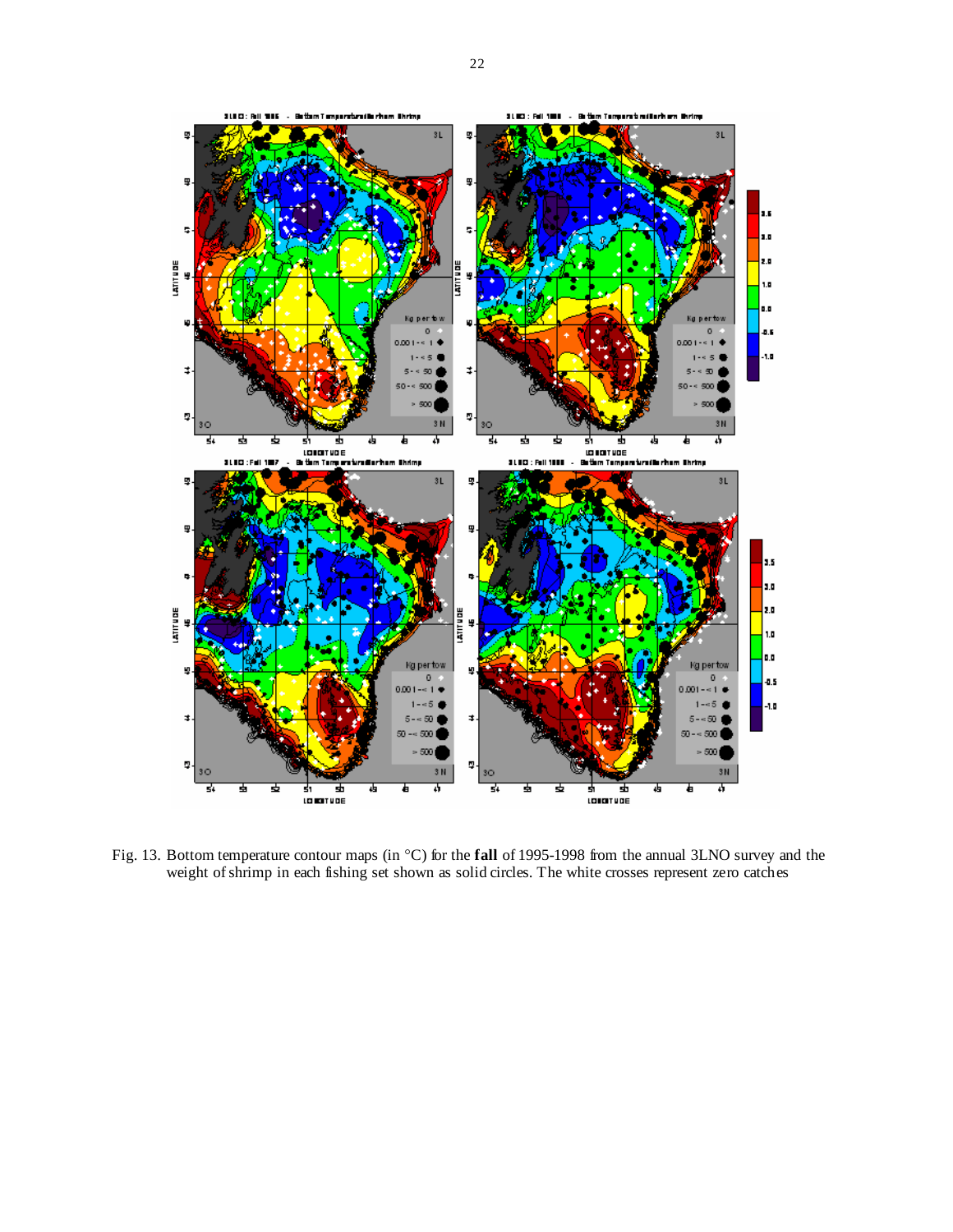Fig. 13. Bottom temperature contour maps (in °C) for the **fall** of 1995-1998 from the annual 3LNO survey and the weight of shrimp in each fishing set shown as solid circles. The white crosses represent zero catches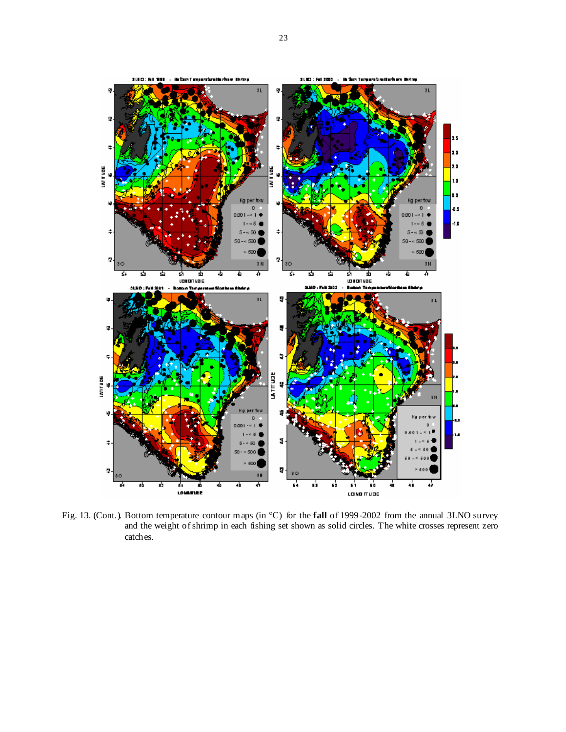Fig. 13. (Cont.). Bottom temperature contour maps (in °C) for the **fall** of 1999-2002 from the annual 3LNO survey and the weight of shrimp in each fishing set shown as solid circles. The white crosses represent zero catches.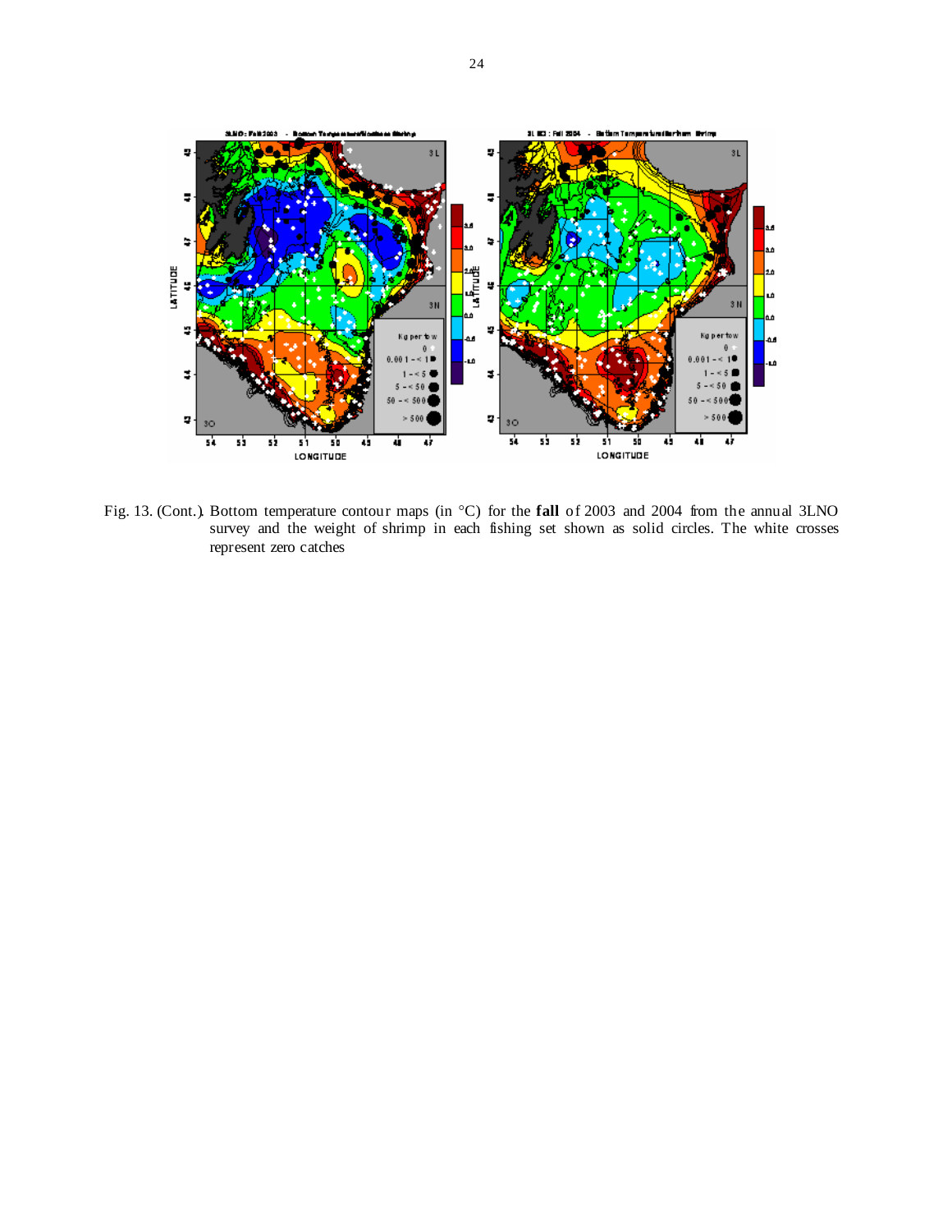3LNO: Fall 2003 - Bottom Temperature/Northern Shrimp

3L NO: Fall 2004 - Bottom Temperature/Northern Shrimp

3L

3N

3O

LATITUDE

LONGITUDE

54 53 52 51 50 49 48 47

43 44 45 46 47 48 49

Kg per tow

0

0.001 - < 1

1 - < 5

5 - < 50

50 - < 500

> 500

3.5

3.0

2.0

1.0

0.0

-0.5

-1.0

Fig. 13. (Cont.). Bottom temperature contour maps (in °C) for the **fall** of 2003 and 2004 from the annual 3LNO survey and the weight of shrimp in each fishing set shown as solid circles. The white crosses represent zero catches